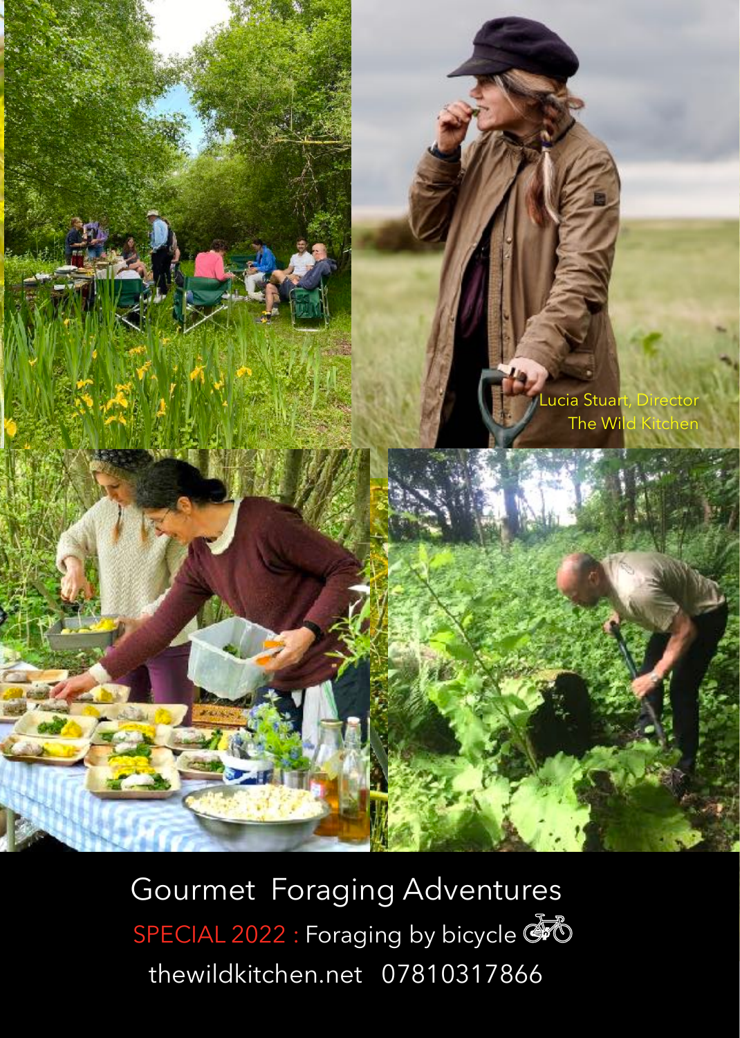Lucia Stuart, Director
The Wild Kitchen

# Gourmet Foraging Adventures

SPECIAL 2022 : Foraging by bicycle 🚲

thewildkitchen.net 07810317866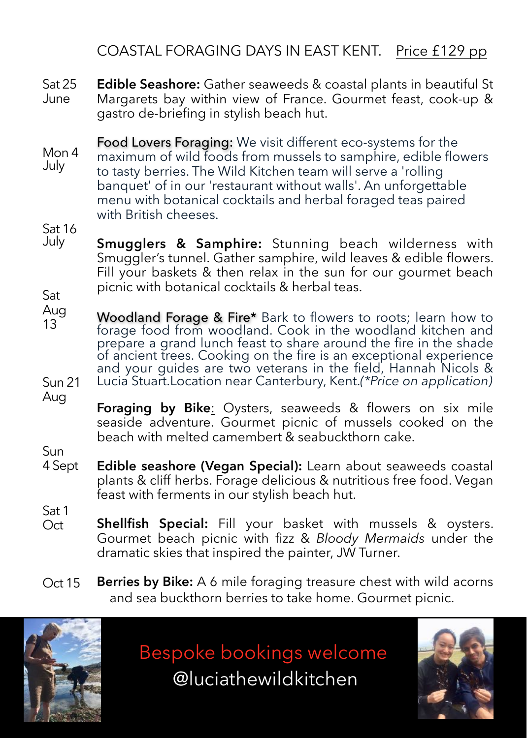COASTAL FORAGING DAYS IN EAST KENT. Price £129 pp

Sat 25 June — **Edible Seashore:** Gather seaweeds & coastal plants in beautiful St Margarets bay within view of France. Gourmet feast, cook-up & gastro de-briefing in stylish beach hut.

Mon 4 July — **Food Lovers Foraging:** We visit different eco-systems for the maximum of wild foods from mussels to samphire, edible flowers to tasty berries. The Wild Kitchen team will serve a 'rolling banquet' of in our 'restaurant without walls'. An unforgettable menu with botanical cocktails and herbal foraged teas paired with British cheeses.

Sat 16 July — **Smugglers & Samphire:** Stunning beach wilderness with Smuggler's tunnel. Gather samphire, wild leaves & edible flowers. Fill your baskets & then relax in the sun for our gourmet beach picnic with botanical cocktails & herbal teas.

Sat Aug 13 — **Woodland Forage & Fire*** Bark to flowers to roots; learn how to forage food from woodland. Cook in the woodland kitchen and prepare a grand lunch feast to share around the fire in the shade of ancient trees. Cooking on the fire is an exceptional experience and your guides are two veterans in the field, Hannah Nicols & Lucia Stuart.Location near Canterbury, Kent.*(*Price on application)*

Sun 21 Aug — **Foraging by Bike**: Oysters, seaweeds & flowers on six mile seaside adventure. Gourmet picnic of mussels cooked on the beach with melted camembert & seabuckthorn cake.

Sun 4 Sept — **Edible seashore (Vegan Special):** Learn about seaweeds coastal plants & cliff herbs. Forage delicious & nutritious free food. Vegan feast with ferments in our stylish beach hut.

Sat 1 Oct — **Shellfish Special:** Fill your basket with mussels & oysters. Gourmet beach picnic with fizz & *Bloody Mermaids* under the dramatic skies that inspired the painter, JW Turner.

Oct 15 — **Berries by Bike:** A 6 mile foraging treasure chest with wild acorns and sea buckthorn berries to take home. Gourmet picnic.

Bespoke bookings welcome

@luciathewildkitchen